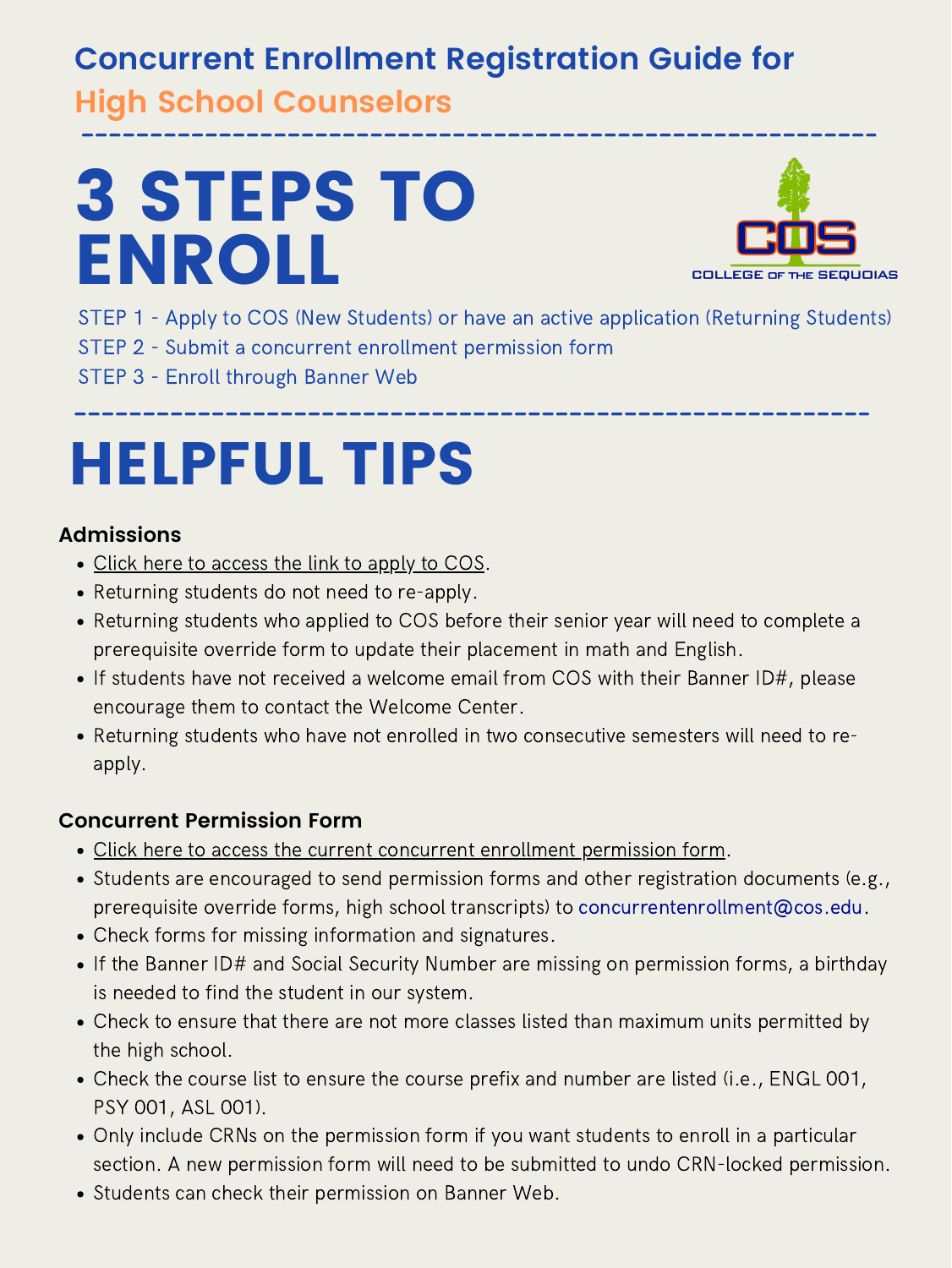# Concurrent Enrollment Registration Guide for High School Counselors

---

# 3 STEPS TO ENROLL

COLLEGE OF THE SEQUOIAS

STEP 1 - Apply to COS (New Students) or have an active application (Returning Students)

STEP 2 - Submit a concurrent enrollment permission form

STEP 3 - Enroll through Banner Web

---

# HELPFUL TIPS

### Admissions

- Click here to access the link to apply to COS.
- Returning students do not need to re-apply.
- Returning students who applied to COS before their senior year will need to complete a prerequisite override form to update their placement in math and English.
- If students have not received a welcome email from COS with their Banner ID#, please encourage them to contact the Welcome Center.
- Returning students who have not enrolled in two consecutive semesters will need to re-apply.

### Concurrent Permission Form

- Click here to access the current concurrent enrollment permission form.
- Students are encouraged to send permission forms and other registration documents (e.g., prerequisite override forms, high school transcripts) to concurrentenrollment@cos.edu.
- Check forms for missing information and signatures.
- If the Banner ID# and Social Security Number are missing on permission forms, a birthday is needed to find the student in our system.
- Check to ensure that there are not more classes listed than maximum units permitted by the high school.
- Check the course list to ensure the course prefix and number are listed (i.e., ENGL 001, PSY 001, ASL 001).
- Only include CRNs on the permission form if you want students to enroll in a particular section. A new permission form will need to be submitted to undo CRN-locked permission.
- Students can check their permission on Banner Web.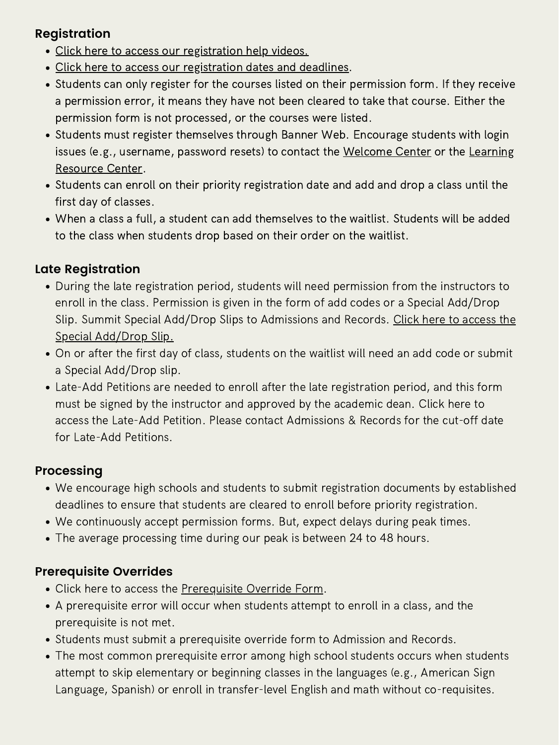## Registration

- Click here to access our registration help videos.
- Click here to access our registration dates and deadlines.
- Students can only register for the courses listed on their permission form. If they receive a permission error, it means they have not been cleared to take that course. Either the permission form is not processed, or the courses were listed.
- Students must register themselves through Banner Web. Encourage students with login issues (e.g., username, password resets) to contact the Welcome Center or the Learning Resource Center.
- Students can enroll on their priority registration date and add and drop a class until the first day of classes.
- When a class a full, a student can add themselves to the waitlist. Students will be added to the class when students drop based on their order on the waitlist.

## Late Registration

- During the late registration period, students will need permission from the instructors to enroll in the class. Permission is given in the form of add codes or a Special Add/Drop Slip. Summit Special Add/Drop Slips to Admissions and Records. Click here to access the Special Add/Drop Slip.
- On or after the first day of class, students on the waitlist will need an add code or submit a Special Add/Drop slip.
- Late-Add Petitions are needed to enroll after the late registration period, and this form must be signed by the instructor and approved by the academic dean. Click here to access the Late-Add Petition. Please contact Admissions & Records for the cut-off date for Late-Add Petitions.

## Processing

- We encourage high schools and students to submit registration documents by established deadlines to ensure that students are cleared to enroll before priority registration.
- We continuously accept permission forms. But, expect delays during peak times.
- The average processing time during our peak is between 24 to 48 hours.

## Prerequisite Overrides

- Click here to access the Prerequisite Override Form.
- A prerequisite error will occur when students attempt to enroll in a class, and the prerequisite is not met.
- Students must submit a prerequisite override form to Admission and Records.
- The most common prerequisite error among high school students occurs when students attempt to skip elementary or beginning classes in the languages (e.g., American Sign Language, Spanish) or enroll in transfer-level English and math without co-requisites.